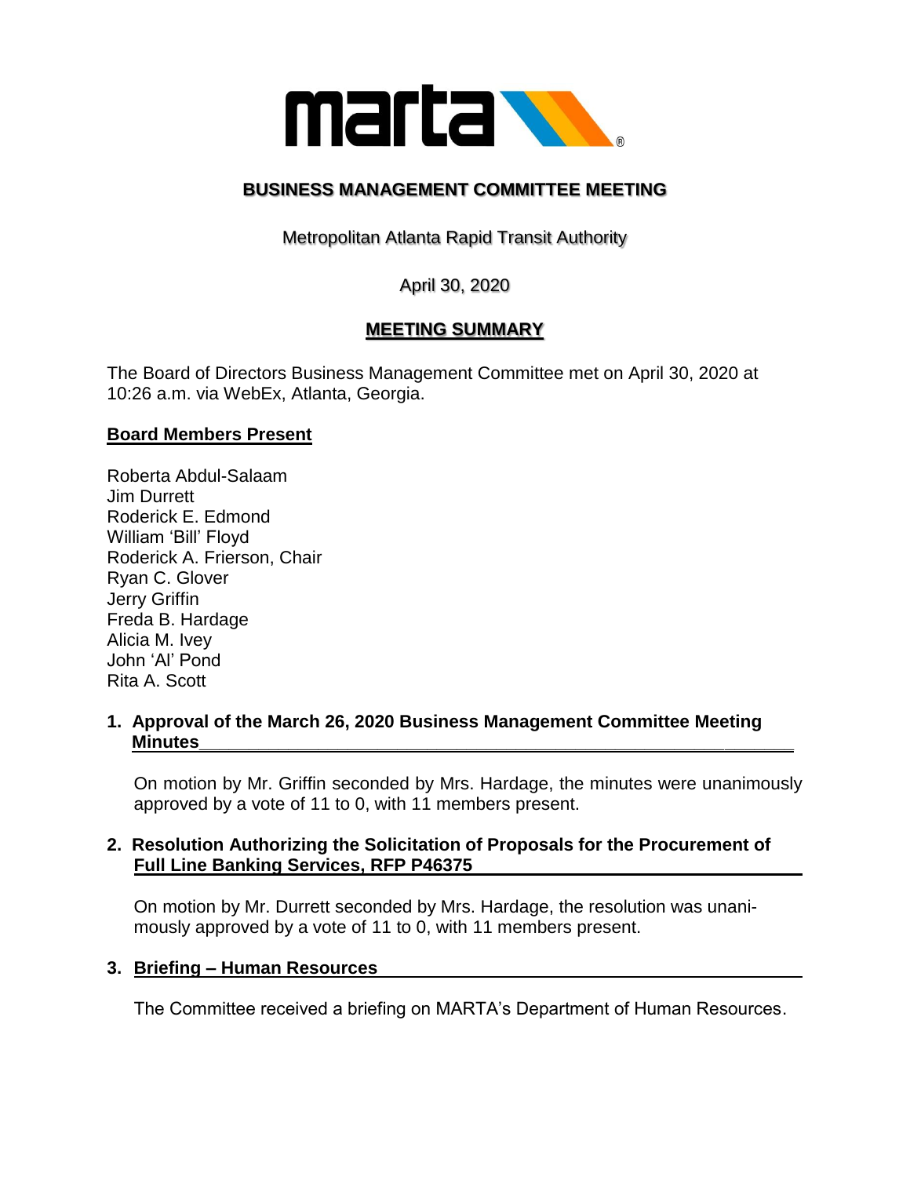# BUSINESS MANAGEMENT COMMITTEE MEETING

Metropolitan Atlanta Rapid Transit Authority

April 30, 2020

## MEETING SUMMARY

The Board of Directors Business Management Committee met on April 30, 2020 at 10:26 a.m. via WebEx, Atlanta, Georgia.

**Board Members Present**

Roberta Abdul-Salaam
Jim Durrett
Roderick E. Edmond
William 'Bill' Floyd
Roderick A. Frierson, Chair
Ryan C. Glover
Jerry Griffin
Freda B. Hardage
Alicia M. Ivey
John 'Al' Pond
Rita A. Scott

**1. Approval of the March 26, 2020 Business Management Committee Meeting Minutes**

On motion by Mr. Griffin seconded by Mrs. Hardage, the minutes were unanimously approved by a vote of 11 to 0, with 11 members present.

**2. Resolution Authorizing the Solicitation of Proposals for the Procurement of Full Line Banking Services, RFP P46375**

On motion by Mr. Durrett seconded by Mrs. Hardage, the resolution was unanimously approved by a vote of 11 to 0, with 11 members present.

**3. Briefing – Human Resources**

The Committee received a briefing on MARTA's Department of Human Resources.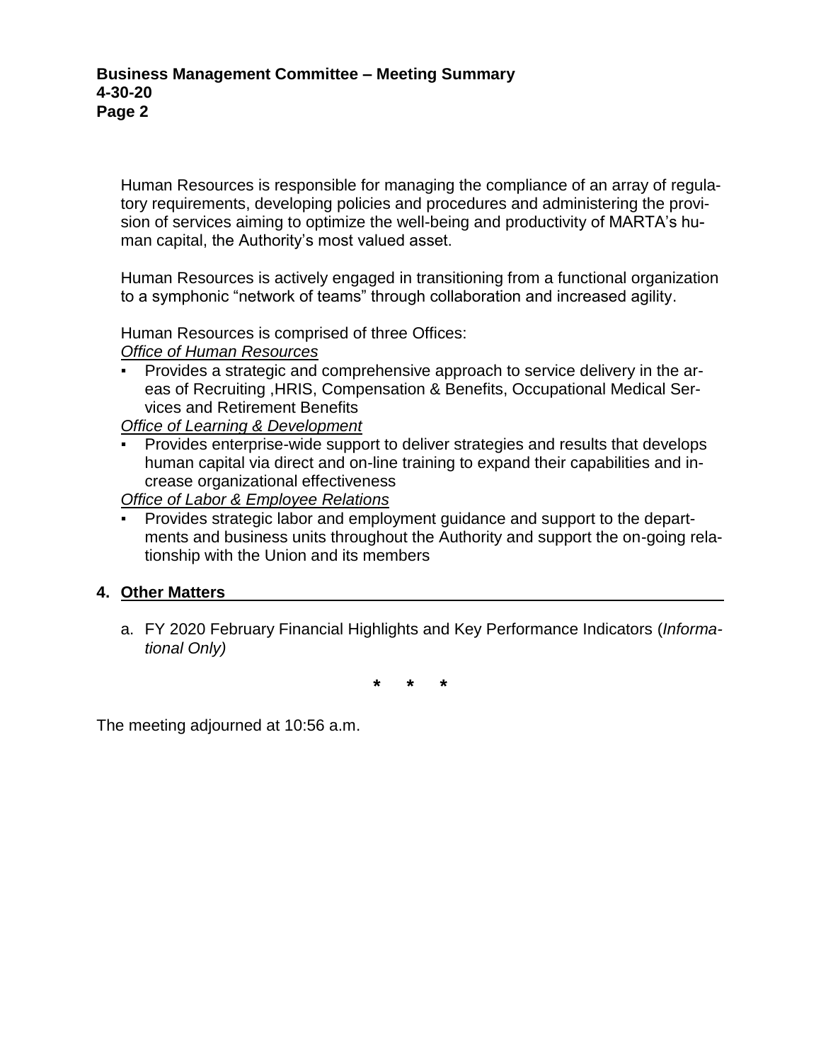Human Resources is responsible for managing the compliance of an array of regulatory requirements, developing policies and procedures and administering the provision of services aiming to optimize the well-being and productivity of MARTA's human capital, the Authority's most valued asset.

Human Resources is actively engaged in transitioning from a functional organization to a symphonic "network of teams" through collaboration and increased agility.

Human Resources is comprised of three Offices:

*Office of Human Resources*

- Provides a strategic and comprehensive approach to service delivery in the areas of Recruiting ,HRIS, Compensation & Benefits, Occupational Medical Services and Retirement Benefits

*Office of Learning & Development*

- Provides enterprise-wide support to deliver strategies and results that develops human capital via direct and on-line training to expand their capabilities and increase organizational effectiveness

*Office of Labor & Employee Relations*

- Provides strategic labor and employment guidance and support to the departments and business units throughout the Authority and support the on-going relationship with the Union and its members

## 4. Other Matters

a. FY 2020 February Financial Highlights and Key Performance Indicators (*Informational Only)*

\* \* \*

The meeting adjourned at 10:56 a.m.